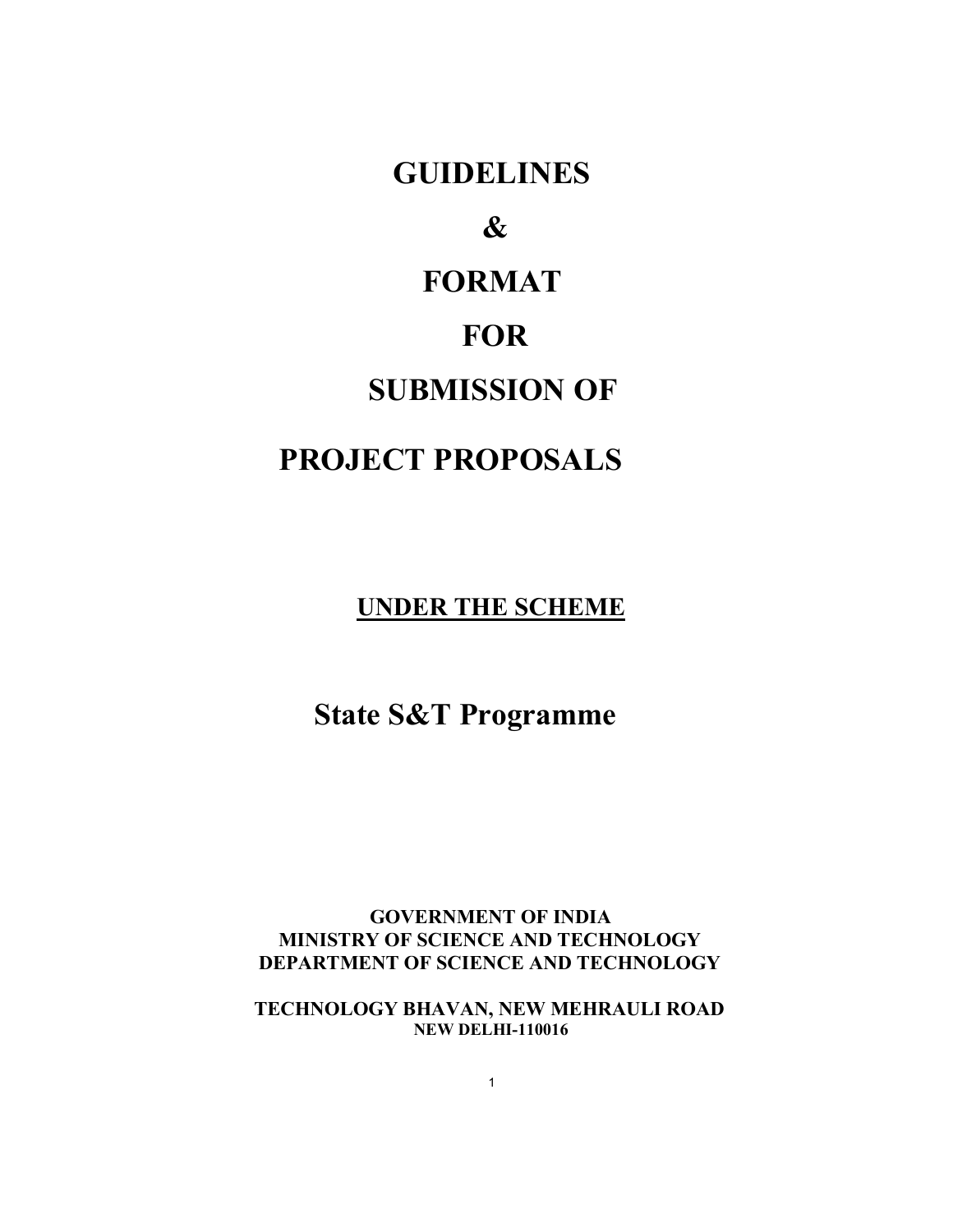# GUIDELINES

# &

# FORMAT

# FOR

# SUBMISSION OF

# PROJECT PROPOSALS

**UNDER THE SCHEME**

## State S&T Programme

**GOVERNMENT OF INDIA**
**MINISTRY OF SCIENCE AND TECHNOLOGY**
**DEPARTMENT OF SCIENCE AND TECHNOLOGY**

**TECHNOLOGY BHAVAN, NEW MEHRAULI ROAD**
**NEW DELHI-110016**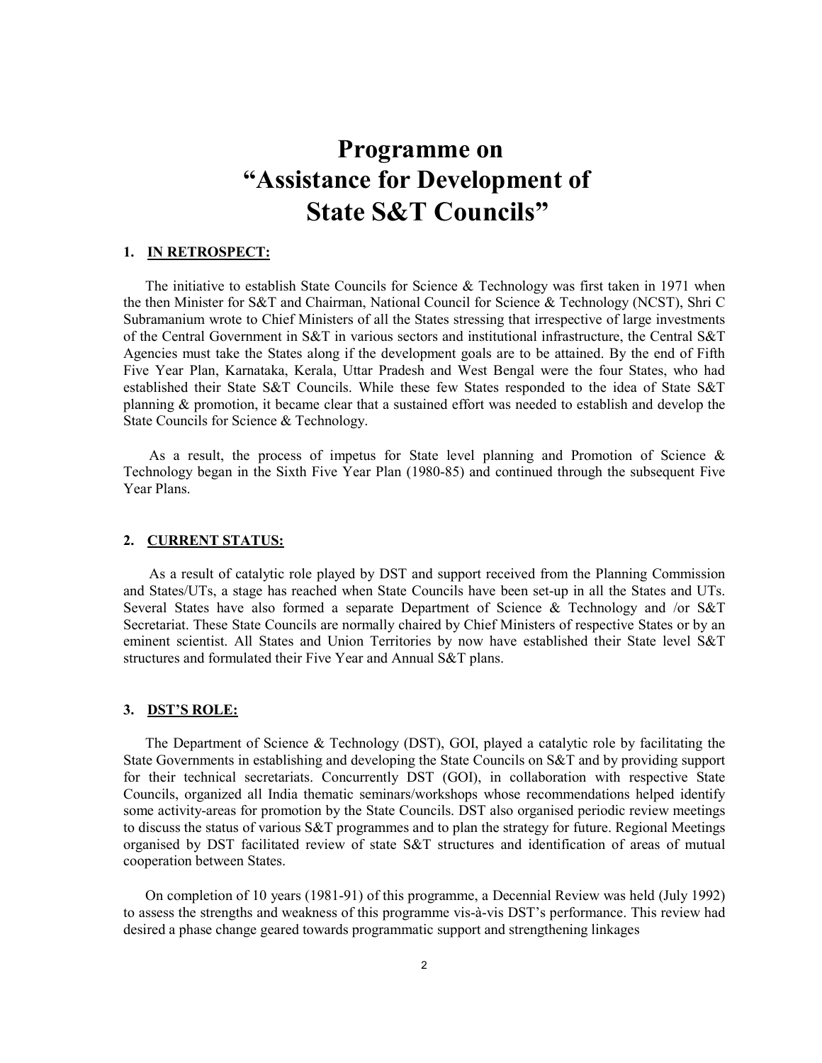# Programme on "Assistance for Development of State S&T Councils"

## 1. IN RETROSPECT:

The initiative to establish State Councils for Science & Technology was first taken in 1971 when the then Minister for S&T and Chairman, National Council for Science & Technology (NCST), Shri C Subramanium wrote to Chief Ministers of all the States stressing that irrespective of large investments of the Central Government in S&T in various sectors and institutional infrastructure, the Central S&T Agencies must take the States along if the development goals are to be attained. By the end of Fifth Five Year Plan, Karnataka, Kerala, Uttar Pradesh and West Bengal were the four States, who had established their State S&T Councils. While these few States responded to the idea of State S&T planning & promotion, it became clear that a sustained effort was needed to establish and develop the State Councils for Science & Technology.

As a result, the process of impetus for State level planning and Promotion of Science & Technology began in the Sixth Five Year Plan (1980-85) and continued through the subsequent Five Year Plans.

## 2. CURRENT STATUS:

As a result of catalytic role played by DST and support received from the Planning Commission and States/UTs, a stage has reached when State Councils have been set-up in all the States and UTs. Several States have also formed a separate Department of Science & Technology and /or S&T Secretariat. These State Councils are normally chaired by Chief Ministers of respective States or by an eminent scientist. All States and Union Territories by now have established their State level S&T structures and formulated their Five Year and Annual S&T plans.

## 3. DST'S ROLE:

The Department of Science & Technology (DST), GOI, played a catalytic role by facilitating the State Governments in establishing and developing the State Councils on S&T and by providing support for their technical secretariats. Concurrently DST (GOI), in collaboration with respective State Councils, organized all India thematic seminars/workshops whose recommendations helped identify some activity-areas for promotion by the State Councils. DST also organised periodic review meetings to discuss the status of various S&T programmes and to plan the strategy for future. Regional Meetings organised by DST facilitated review of state S&T structures and identification of areas of mutual cooperation between States.

On completion of 10 years (1981-91) of this programme, a Decennial Review was held (July 1992) to assess the strengths and weakness of this programme vis-à-vis DST's performance. This review had desired a phase change geared towards programmatic support and strengthening linkages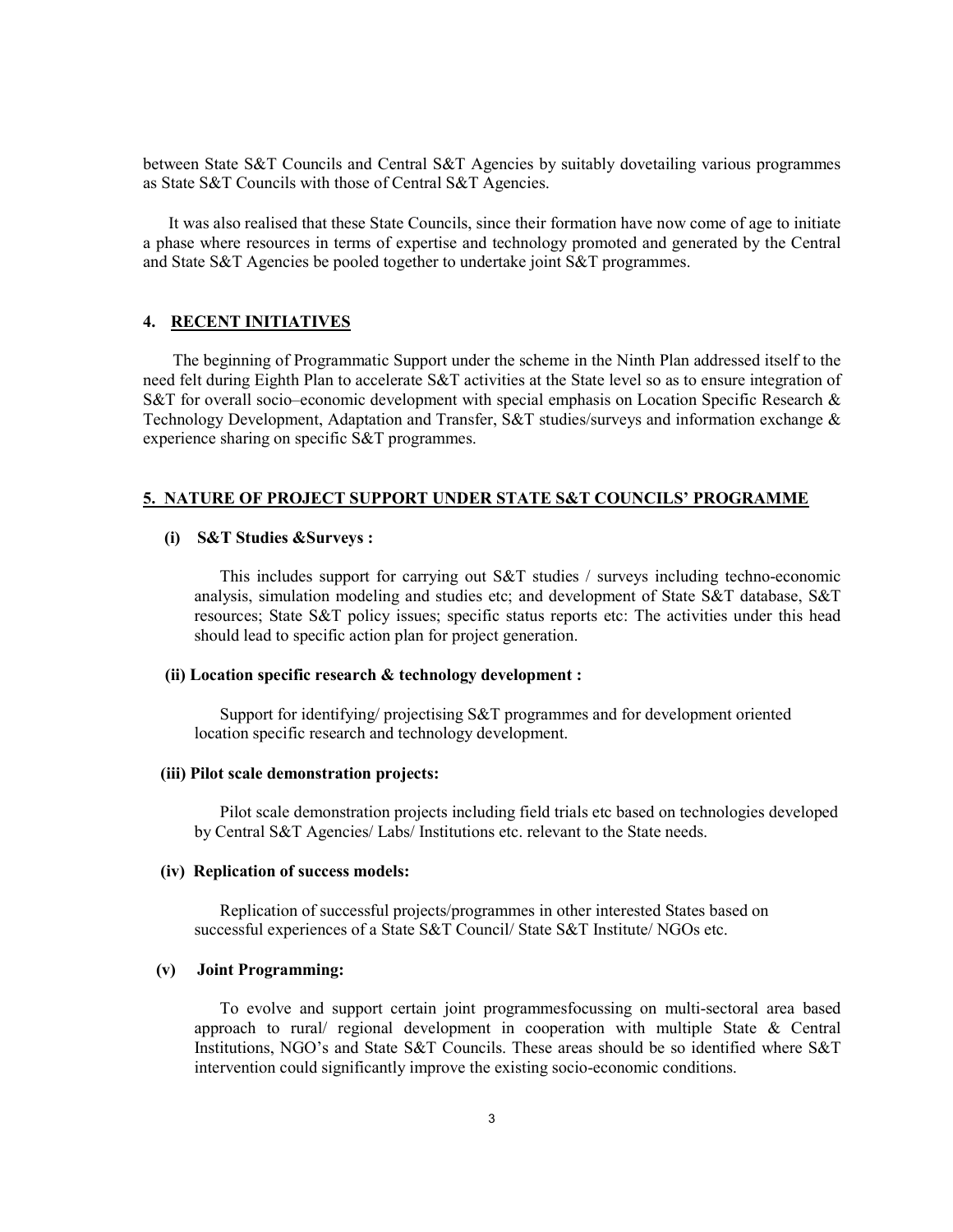between State S&T Councils and Central S&T Agencies by suitably dovetailing various programmes as State S&T Councils with those of Central S&T Agencies.

It was also realised that these State Councils, since their formation have now come of age to initiate a phase where resources in terms of expertise and technology promoted and generated by the Central and State S&T Agencies be pooled together to undertake joint S&T programmes.

## 4. RECENT INITIATIVES

The beginning of Programmatic Support under the scheme in the Ninth Plan addressed itself to the need felt during Eighth Plan to accelerate S&T activities at the State level so as to ensure integration of S&T for overall socio–economic development with special emphasis on Location Specific Research & Technology Development, Adaptation and Transfer, S&T studies/surveys and information exchange & experience sharing on specific S&T programmes.

## 5. NATURE OF PROJECT SUPPORT UNDER STATE S&T COUNCILS' PROGRAMME

**(i) S&T Studies &Surveys :**

This includes support for carrying out S&T studies / surveys including techno-economic analysis, simulation modeling and studies etc; and development of State S&T database, S&T resources; State S&T policy issues; specific status reports etc: The activities under this head should lead to specific action plan for project generation.

**(ii) Location specific research & technology development :**

Support for identifying/ projectising S&T programmes and for development oriented location specific research and technology development.

**(iii) Pilot scale demonstration projects:**

Pilot scale demonstration projects including field trials etc based on technologies developed by Central S&T Agencies/ Labs/ Institutions etc. relevant to the State needs.

**(iv) Replication of success models:**

Replication of successful projects/programmes in other interested States based on successful experiences of a State S&T Council/ State S&T Institute/ NGOs etc.

**(v) Joint Programming:**

To evolve and support certain joint programmesfocussing on multi-sectoral area based approach to rural/ regional development in cooperation with multiple State & Central Institutions, NGO's and State S&T Councils. These areas should be so identified where S&T intervention could significantly improve the existing socio-economic conditions.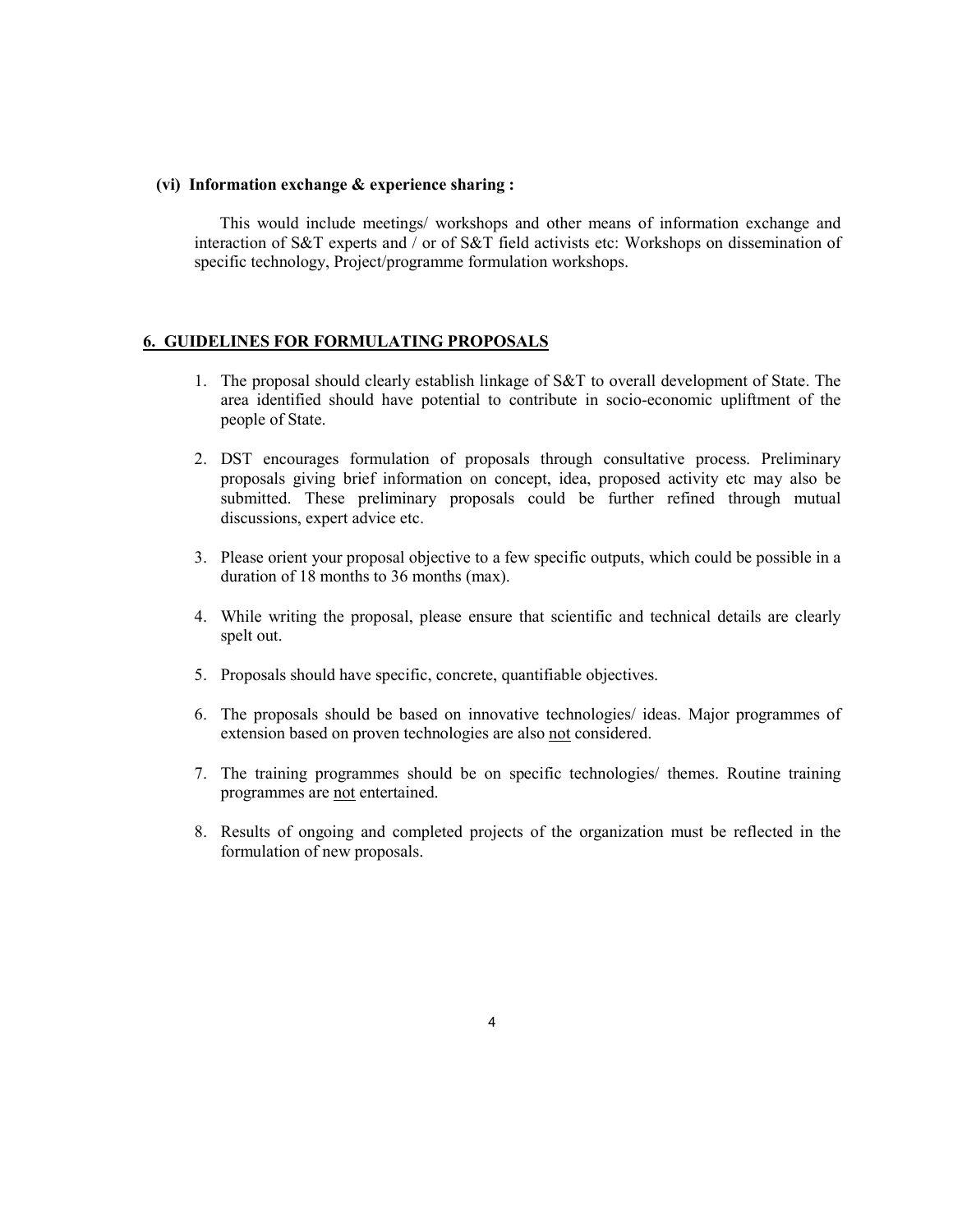**(vi) Information exchange & experience sharing :**

This would include meetings/ workshops and other means of information exchange and interaction of S&T experts and / or of S&T field activists etc: Workshops on dissemination of specific technology, Project/programme formulation workshops.

## 6. GUIDELINES FOR FORMULATING PROPOSALS

1. The proposal should clearly establish linkage of S&T to overall development of State. The area identified should have potential to contribute in socio-economic upliftment of the people of State.
2. DST encourages formulation of proposals through consultative process. Preliminary proposals giving brief information on concept, idea, proposed activity etc may also be submitted. These preliminary proposals could be further refined through mutual discussions, expert advice etc.
3. Please orient your proposal objective to a few specific outputs, which could be possible in a duration of 18 months to 36 months (max).
4. While writing the proposal, please ensure that scientific and technical details are clearly spelt out.
5. Proposals should have specific, concrete, quantifiable objectives.
6. The proposals should be based on innovative technologies/ ideas. Major programmes of extension based on proven technologies are also not considered.
7. The training programmes should be on specific technologies/ themes. Routine training programmes are not entertained.
8. Results of ongoing and completed projects of the organization must be reflected in the formulation of new proposals.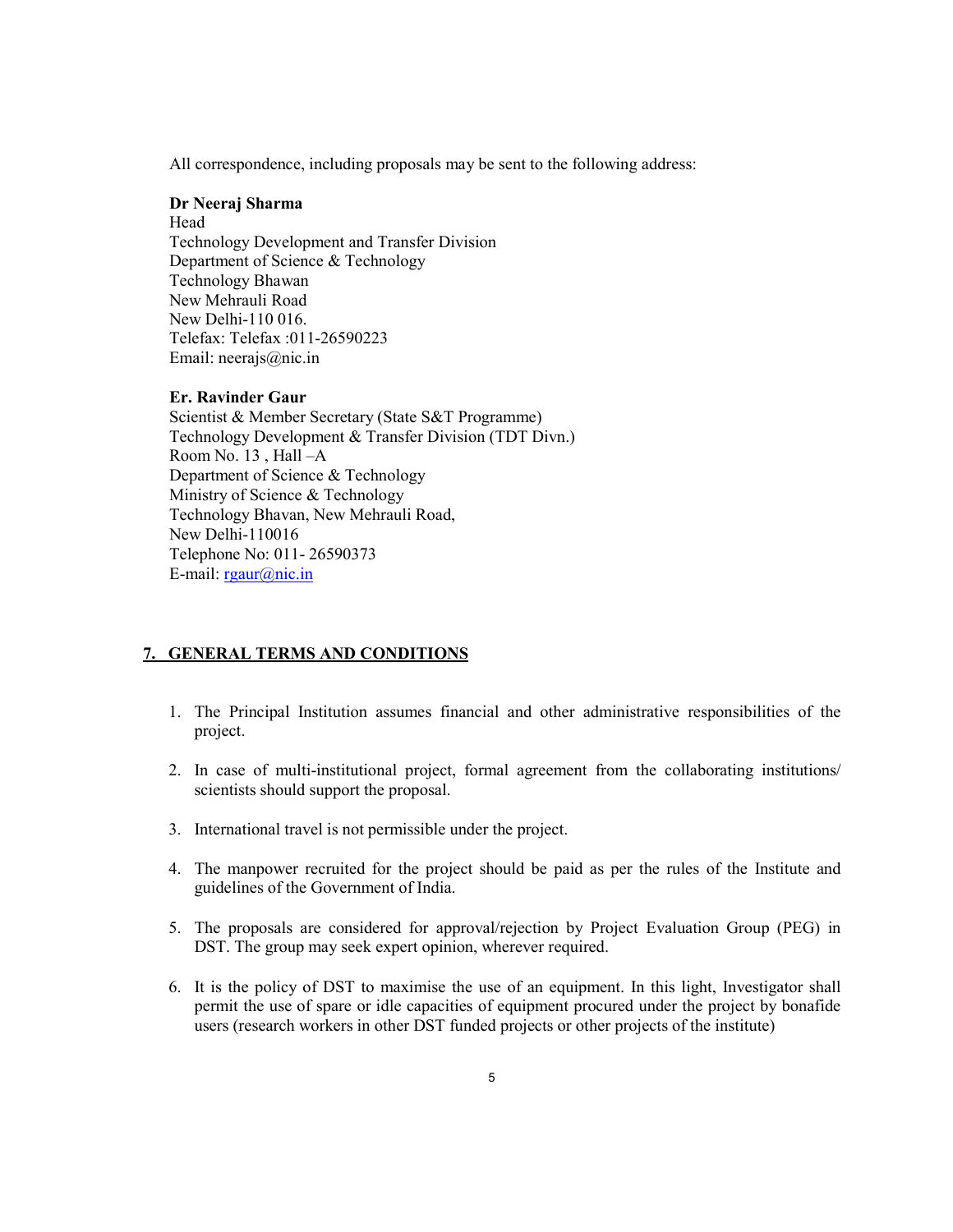All correspondence, including proposals may be sent to the following address:

**Dr Neeraj Sharma**
Head
Technology Development and Transfer Division
Department of Science & Technology
Technology Bhawan
New Mehrauli Road
New Delhi-110 016.
Telefax: Telefax :011-26590223
Email: neerajs@nic.in

**Er. Ravinder Gaur**
Scientist & Member Secretary (State S&T Programme)
Technology Development & Transfer Division (TDT Divn.)
Room No. 13 , Hall –A
Department of Science & Technology
Ministry of Science & Technology
Technology Bhavan, New Mehrauli Road,
New Delhi-110016
Telephone No: 011- 26590373
E-mail: rgaur@nic.in

## 7. GENERAL TERMS AND CONDITIONS

1. The Principal Institution assumes financial and other administrative responsibilities of the project.
2. In case of multi-institutional project, formal agreement from the collaborating institutions/ scientists should support the proposal.
3. International travel is not permissible under the project.
4. The manpower recruited for the project should be paid as per the rules of the Institute and guidelines of the Government of India.
5. The proposals are considered for approval/rejection by Project Evaluation Group (PEG) in DST. The group may seek expert opinion, wherever required.
6. It is the policy of DST to maximise the use of an equipment. In this light, Investigator shall permit the use of spare or idle capacities of equipment procured under the project by bonafide users (research workers in other DST funded projects or other projects of the institute)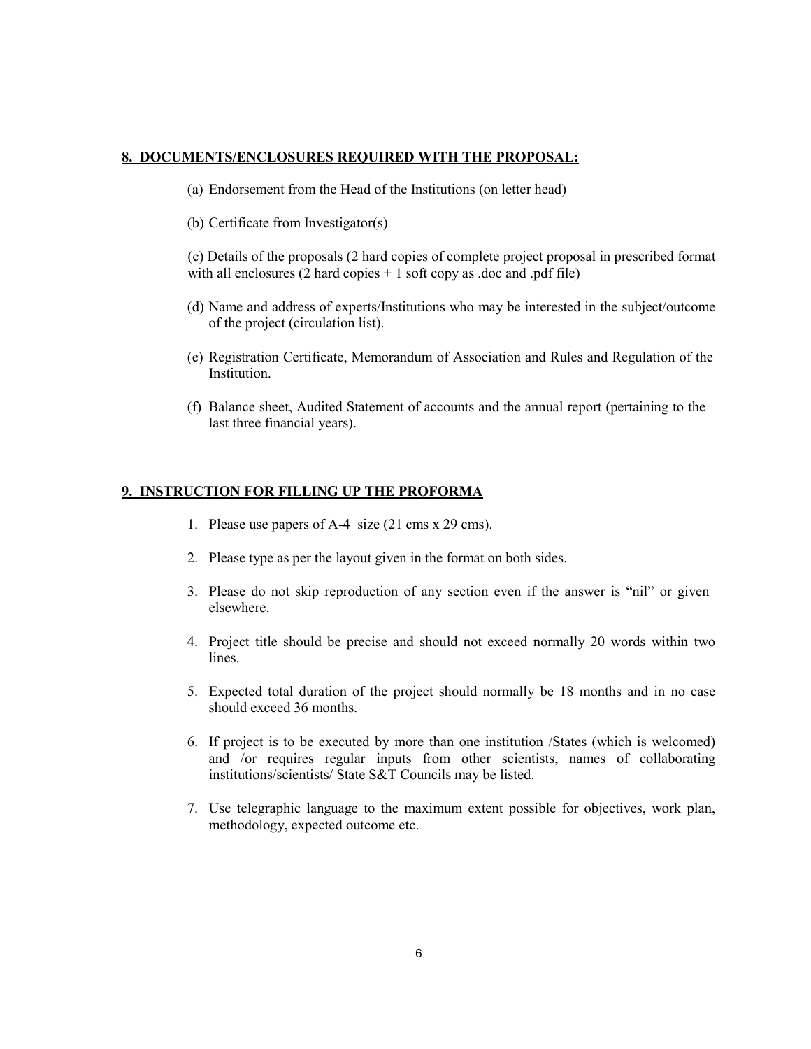## 8. DOCUMENTS/ENCLOSURES REQUIRED WITH THE PROPOSAL:

(a) Endorsement from the Head of the Institutions (on letter head)

(b) Certificate from Investigator(s)

(c) Details of the proposals (2 hard copies of complete project proposal in prescribed format with all enclosures (2 hard copies + 1 soft copy as .doc and .pdf file)

(d) Name and address of experts/Institutions who may be interested in the subject/outcome of the project (circulation list).

(e) Registration Certificate, Memorandum of Association and Rules and Regulation of the Institution.

(f) Balance sheet, Audited Statement of accounts and the annual report (pertaining to the last three financial years).

## 9. INSTRUCTION FOR FILLING UP THE PROFORMA

1. Please use papers of A-4 size (21 cms x 29 cms).
2. Please type as per the layout given in the format on both sides.
3. Please do not skip reproduction of any section even if the answer is "nil" or given elsewhere.
4. Project title should be precise and should not exceed normally 20 words within two lines.
5. Expected total duration of the project should normally be 18 months and in no case should exceed 36 months.
6. If project is to be executed by more than one institution /States (which is welcomed) and /or requires regular inputs from other scientists, names of collaborating institutions/scientists/ State S&T Councils may be listed.
7. Use telegraphic language to the maximum extent possible for objectives, work plan, methodology, expected outcome etc.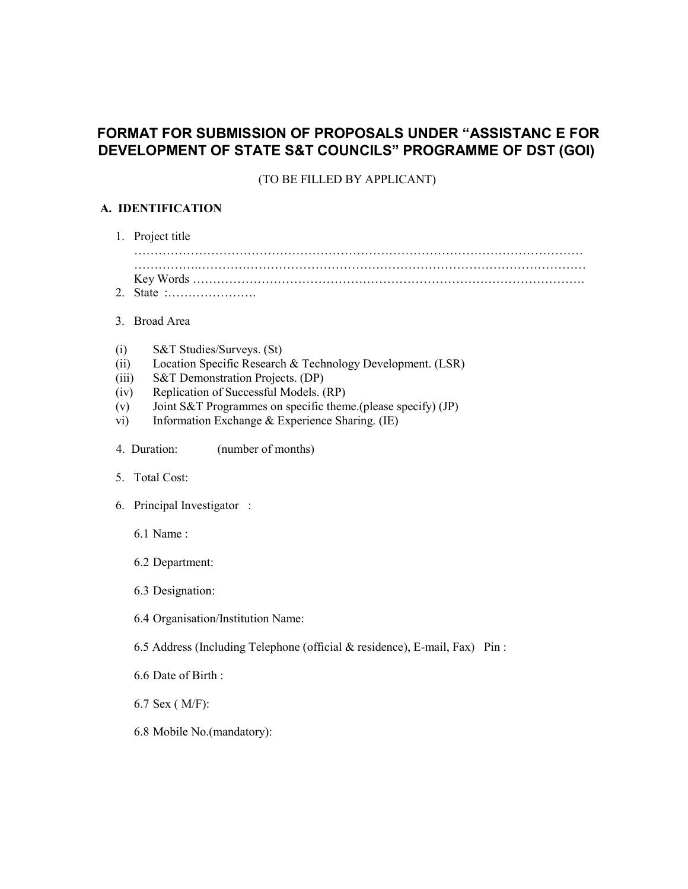## FORMAT FOR SUBMISSION OF PROPOSALS UNDER "ASSISTANC E FOR DEVELOPMENT OF STATE S&T COUNCILS" PROGRAMME OF DST (GOI)

(TO BE FILLED BY APPLICANT)

### A. IDENTIFICATION

1. Project title
   …………………………………………………………………………………………………
   …………….………………………………………………………………………………………
   Key Words ……………………………………………………………………………………….
2. State :………………….

3. Broad Area

(i) S&T Studies/Surveys. (St)
(ii) Location Specific Research & Technology Development. (LSR)
(iii) S&T Demonstration Projects. (DP)
(iv) Replication of Successful Models. (RP)
(v) Joint S&T Programmes on specific theme.(please specify) (JP)
vi) Information Exchange & Experience Sharing. (IE)

4. Duration: (number of months)

5. Total Cost:

6. Principal Investigator :

   6.1 Name :

   6.2 Department:

   6.3 Designation:

   6.4 Organisation/Institution Name:

   6.5 Address (Including Telephone (official & residence), E-mail, Fax) Pin :

   6.6 Date of Birth :

   6.7 Sex ( M/F):

   6.8 Mobile No.(mandatory):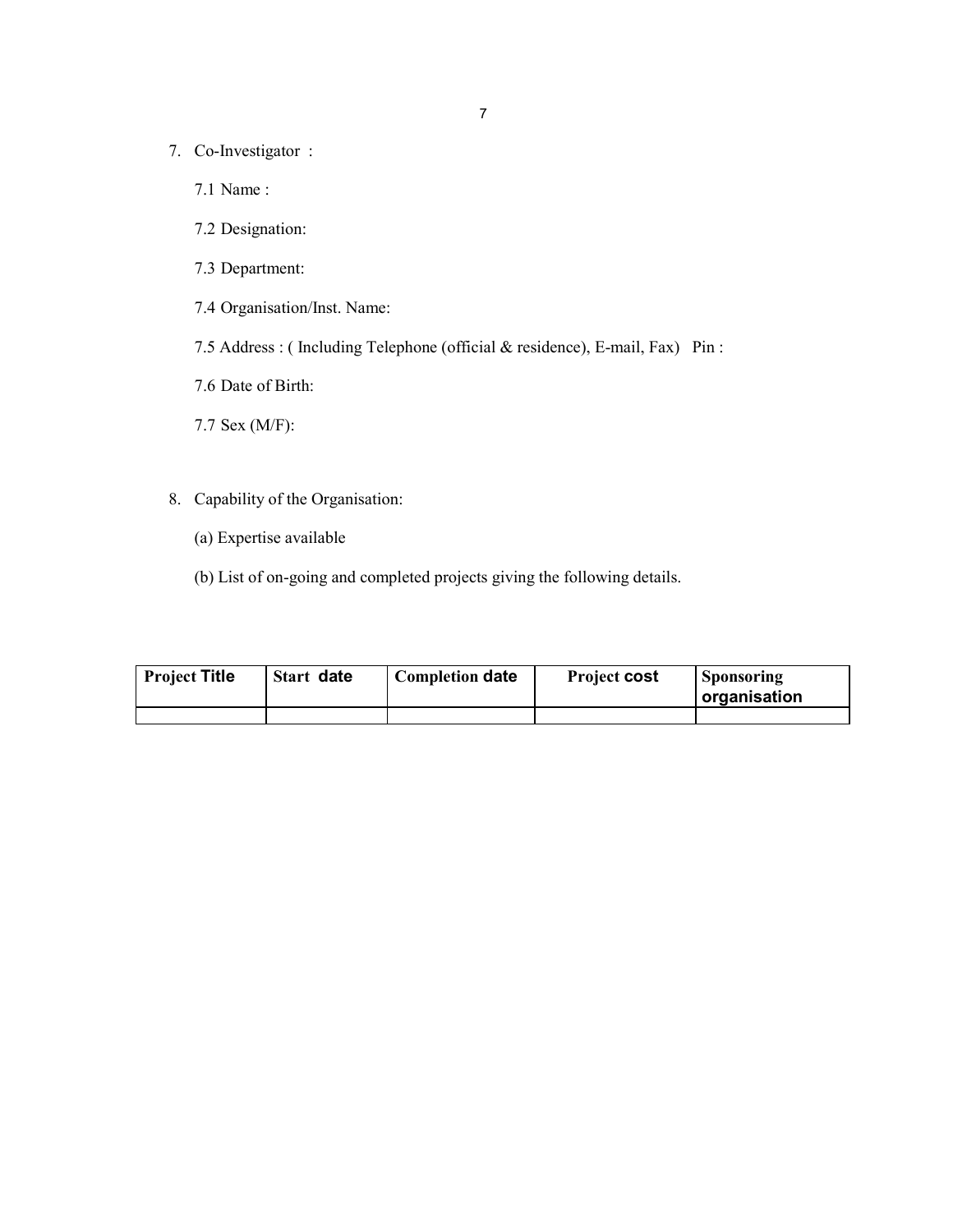7. Co-Investigator :

   7.1 Name :

   7.2 Designation:

   7.3 Department:

   7.4 Organisation/Inst. Name:

   7.5 Address : ( Including Telephone (official & residence), E-mail, Fax) Pin :

   7.6 Date of Birth:

   7.7 Sex (M/F):

8. Capability of the Organisation:

   (a) Expertise available

   (b) List of on-going and completed projects giving the following details.

| **Project Title** | **Start date** | **Completion date** | **Project cost** | **Sponsoring organisation** |
|---|---|---|---|---|
| | | | | |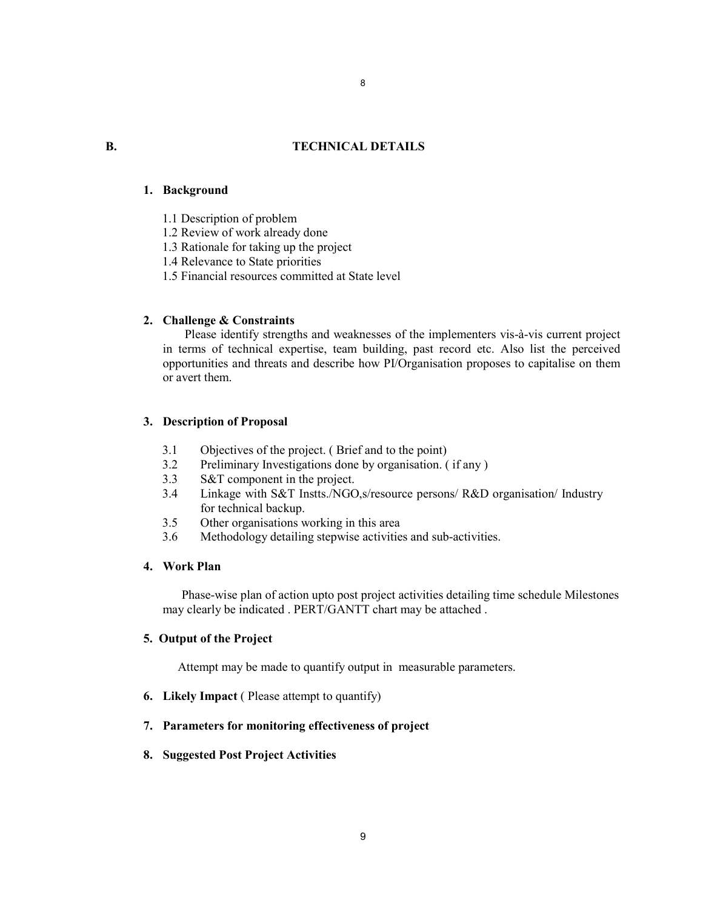## B. TECHNICAL DETAILS

### 1. Background

1.1 Description of problem
1.2 Review of work already done
1.3 Rationale for taking up the project
1.4 Relevance to State priorities
1.5 Financial resources committed at State level

### 2. Challenge & Constraints

Please identify strengths and weaknesses of the implementers vis-à-vis current project in terms of technical expertise, team building, past record etc. Also list the perceived opportunities and threats and describe how PI/Organisation proposes to capitalise on them or avert them.

### 3. Description of Proposal

3.1 Objectives of the project. ( Brief and to the point)
3.2 Preliminary Investigations done by organisation. ( if any )
3.3 S&T component in the project.
3.4 Linkage with S&T Instts./NGO,s/resource persons/ R&D organisation/ Industry for technical backup.
3.5 Other organisations working in this area
3.6 Methodology detailing stepwise activities and sub-activities.

### 4. Work Plan

Phase-wise plan of action upto post project activities detailing time schedule Milestones may clearly be indicated . PERT/GANTT chart may be attached .

### 5. Output of the Project

Attempt may be made to quantify output in measurable parameters.

### 6. Likely Impact ( Please attempt to quantify)

### 7. Parameters for monitoring effectiveness of project

### 8. Suggested Post Project Activities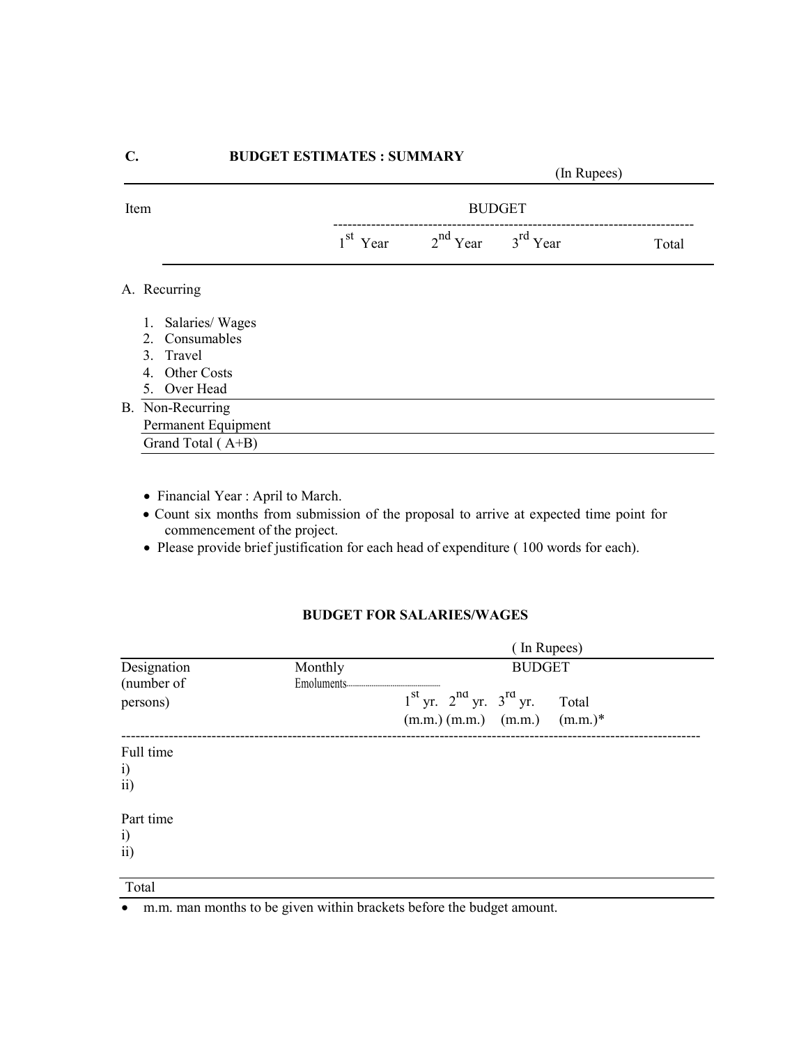## C. BUDGET ESTIMATES : SUMMARY

(In Rupees)

| Item | BUDGET | | | |
|---|---|---|---|---|
| | 1[st] Year | 2[nd] Year | 3[rd] Year | Total |
| A. Recurring | | | | |
| 1. Salaries/ Wages | | | | |
| 2. Consumables | | | | |
| 3. Travel | | | | |
| 4. Other Costs | | | | |
| 5. Over Head | | | | |
| B. Non-Recurring | | | | |
| Permanent Equipment | | | | |
| Grand Total ( A+B) | | | | |

- Financial Year : April to March.
- Count six months from submission of the proposal to arrive at expected time point for commencement of the project.
- Please provide brief justification for each head of expenditure ( 100 words for each).

### BUDGET FOR SALARIES/WAGES

( In Rupees)

| Designation (number of persons) | Monthly Emoluments | BUDGET | | | |
|---|---|---|---|---|---|
| | | 1[st] yr. (m.m.) | 2[nd] yr. (m.m.) | 3[rd] yr. (m.m.) | Total (m.m.)* |
| Full time | | | | | |
| i) | | | | | |
| ii) | | | | | |
| Part time | | | | | |
| i) | | | | | |
| ii) | | | | | |
| Total | | | | | |

- m.m. man months to be given within brackets before the budget amount.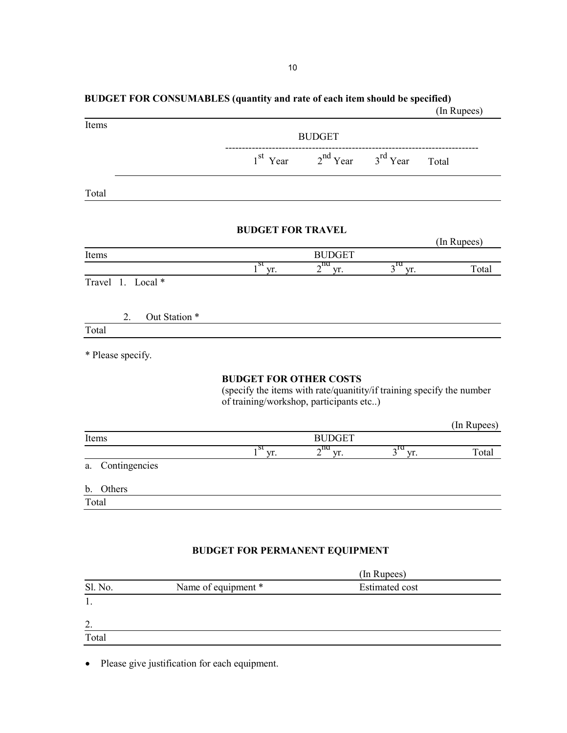**BUDGET FOR CONSUMABLES (quantity and rate of each item should be specified)**

(In Rupees)

| Items | BUDGET | | | |
|---|---|---|---|---|
| | 1st Year | 2nd Year | 3rd Year | Total |
| Total | | | | |

**BUDGET FOR TRAVEL**

(In Rupees)

| Items | BUDGET | | | |
|---|---|---|---|---|
| | 1st yr. | 2nd yr. | 3rd yr. | Total |
| Travel 1. Local * | | | | |
| 2. Out Station * | | | | |
| Total | | | | |

* Please specify.

**BUDGET FOR OTHER COSTS**

(specify the items with rate/quanitity/if training specify the number of training/workshop, participants etc..)

(In Rupees)

| Items | BUDGET | | | |
|---|---|---|---|---|
| | 1st yr. | 2nd yr. | 3rd yr. | Total |
| a. Contingencies | | | | |
| b. Others | | | | |
| Total | | | | |

**BUDGET FOR PERMANENT EQUIPMENT**

(In Rupees)

| Sl. No. | Name of equipment * | Estimated cost |
|---|---|---|
| 1. | | |
| 2. | | |
| Total | | |

- Please give justification for each equipment.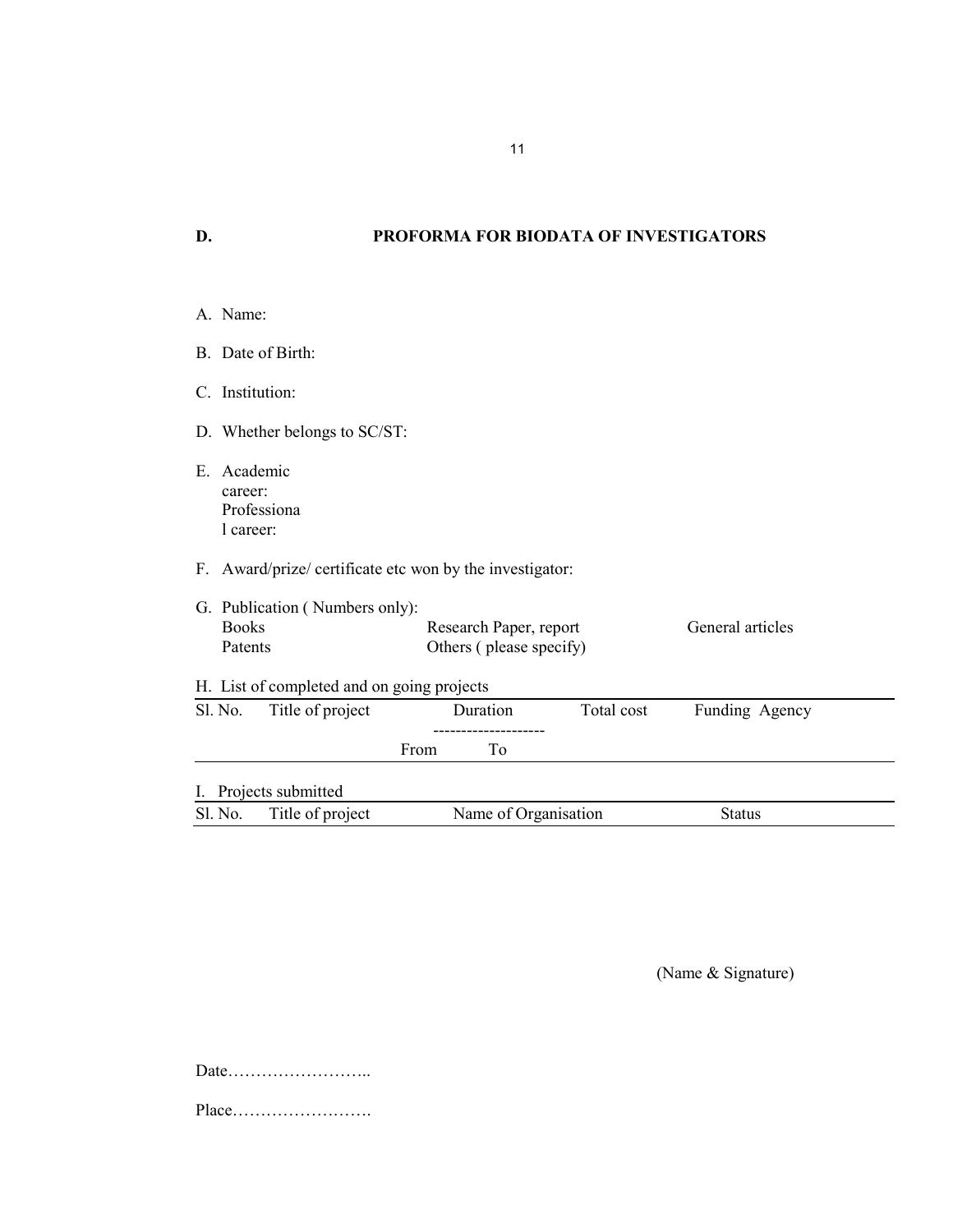## D. PROFORMA FOR BIODATA OF INVESTIGATORS

A. Name:

B. Date of Birth:

C. Institution:

D. Whether belongs to SC/ST:

E. Academic career:
   Professional career:

F. Award/prize/ certificate etc won by the investigator:

G. Publication ( Numbers only):

| | | |
|---|---|---|
| Books | Research Paper, report | General articles |
| Patents | Others ( please specify) | |

H. List of completed and on going projects

| Sl. No. | Title of project | Duration | | Total cost | Funding Agency |
|---|---|---|---|---|---|
| | | From | To | | |

I. Projects submitted

| Sl. No. | Title of project | Name of Organisation | Status |
|---|---|---|---|

(Name & Signature)

Date……………………..

Place…………………….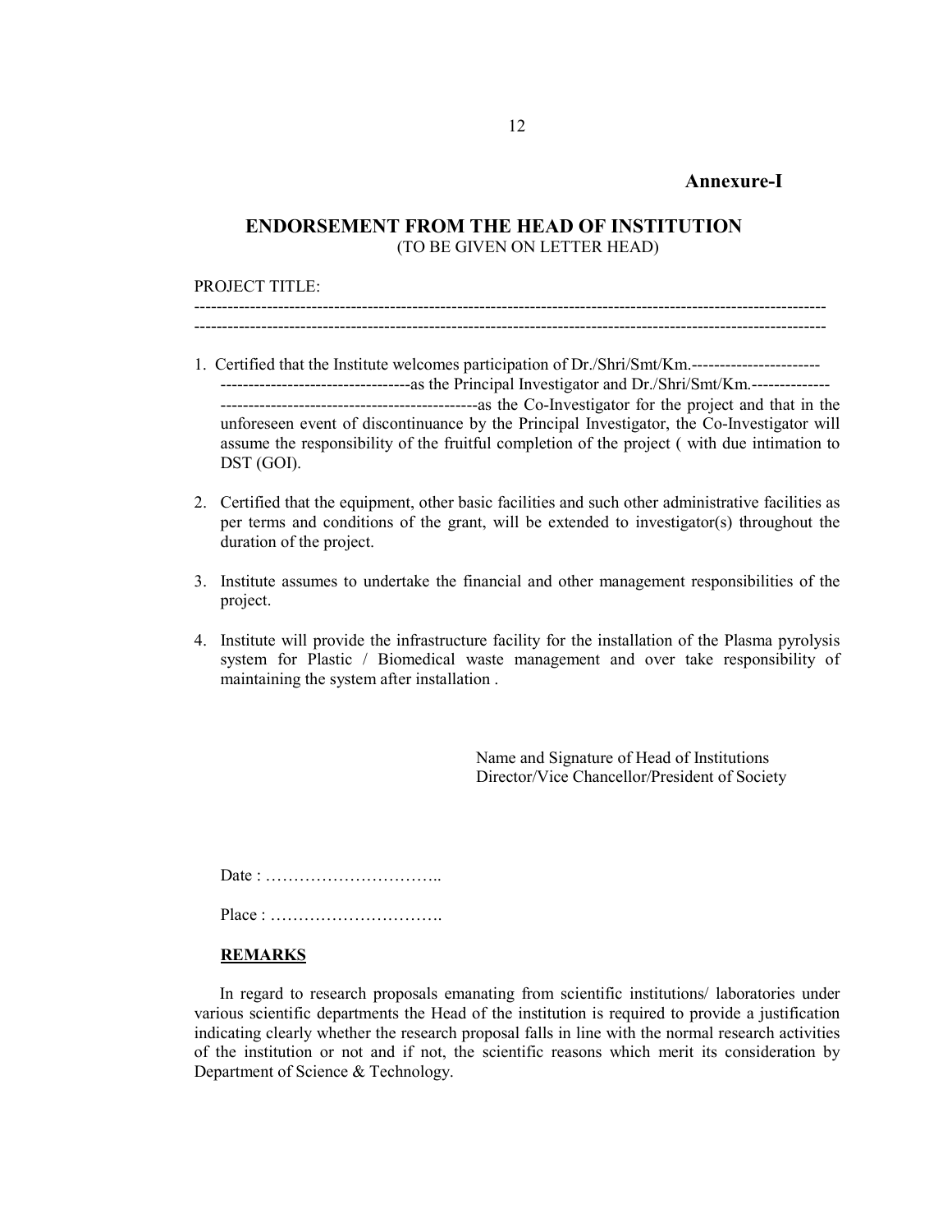**Annexure-I**

## ENDORSEMENT FROM THE HEAD OF INSTITUTION

(TO BE GIVEN ON LETTER HEAD)

PROJECT TITLE:

----------------------------------------------------------------------------------------------------------------
----------------------------------------------------------------------------------------------------------------

1. Certified that the Institute welcomes participation of Dr./Shri/Smt/Km.-----------------------
---------------------------------as the Principal Investigator and Dr./Shri/Smt/Km.-------------
---------------------------------------------as the Co-Investigator for the project and that in the unforeseen event of discontinuance by the Principal Investigator, the Co-Investigator will assume the responsibility of the fruitful completion of the project ( with due intimation to DST (GOI).

2. Certified that the equipment, other basic facilities and such other administrative facilities as per terms and conditions of the grant, will be extended to investigator(s) throughout the duration of the project.

3. Institute assumes to undertake the financial and other management responsibilities of the project.

4. Institute will provide the infrastructure facility for the installation of the Plasma pyrolysis system for Plastic / Biomedical waste management and over take responsibility of maintaining the system after installation .

Name and Signature of Head of Institutions
Director/Vice Chancellor/President of Society

Date : …………………………..

Place : ………………………….

**REMARKS**

In regard to research proposals emanating from scientific institutions/ laboratories under various scientific departments the Head of the institution is required to provide a justification indicating clearly whether the research proposal falls in line with the normal research activities of the institution or not and if not, the scientific reasons which merit its consideration by Department of Science & Technology.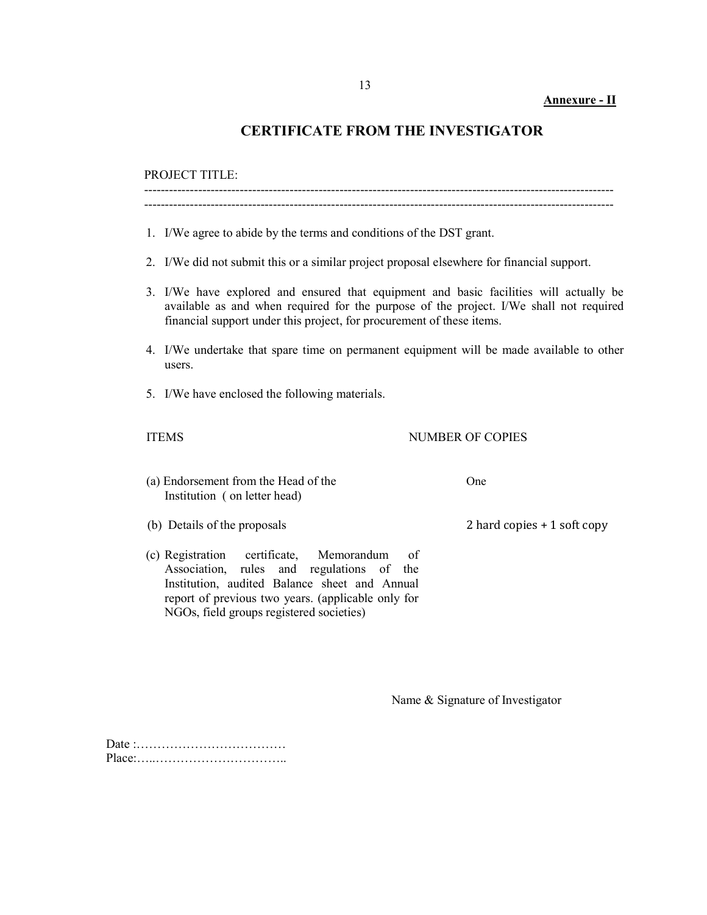**Annexure - II**

## CERTIFICATE FROM THE INVESTIGATOR

PROJECT TITLE:

-----------------------------------------------------------------------------------------------------------------
-----------------------------------------------------------------------------------------------------------------

1. I/We agree to abide by the terms and conditions of the DST grant.
2. I/We did not submit this or a similar project proposal elsewhere for financial support.
3. I/We have explored and ensured that equipment and basic facilities will actually be available as and when required for the purpose of the project. I/We shall not required financial support under this project, for procurement of these items.
4. I/We undertake that spare time on permanent equipment will be made available to other users.
5. I/We have enclosed the following materials.

| ITEMS | NUMBER OF COPIES |
|---|---|
| (a) Endorsement from the Head of the Institution ( on letter head) | One |
| (b) Details of the proposals | 2 hard copies + 1 soft copy |
| (c) Registration certificate, Memorandum of Association, rules and regulations of the Institution, audited Balance sheet and Annual report of previous two years. (applicable only for NGOs, field groups registered societies) | |

Name & Signature of Investigator

Date :………………………………

Place:…..…………………………..